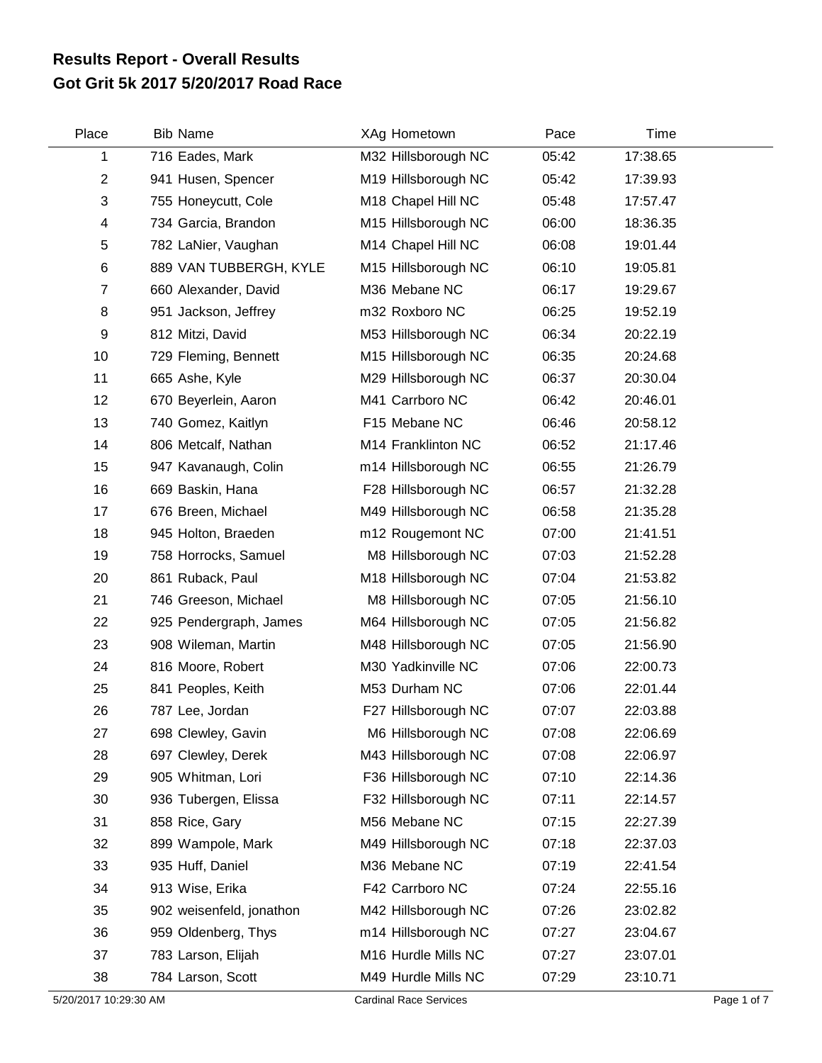# Results Report - Overall Results
## Got Grit 5k 2017 5/20/2017 Road Race

| Place | Bib | Name | XAg | Hometown | Pace | Time |
|---|---|---|---|---|---|---|
| 1 | 716 | Eades, Mark | M32 | Hillsborough NC | 05:42 | 17:38.65 |
| 2 | 941 | Husen, Spencer | M19 | Hillsborough NC | 05:42 | 17:39.93 |
| 3 | 755 | Honeycutt, Cole | M18 | Chapel Hill NC | 05:48 | 17:57.47 |
| 4 | 734 | Garcia, Brandon | M15 | Hillsborough NC | 06:00 | 18:36.35 |
| 5 | 782 | LaNier, Vaughan | M14 | Chapel Hill NC | 06:08 | 19:01.44 |
| 6 | 889 | VAN TUBBERGH, KYLE | M15 | Hillsborough NC | 06:10 | 19:05.81 |
| 7 | 660 | Alexander, David | M36 | Mebane NC | 06:17 | 19:29.67 |
| 8 | 951 | Jackson, Jeffrey | m32 | Roxboro NC | 06:25 | 19:52.19 |
| 9 | 812 | Mitzi, David | M53 | Hillsborough NC | 06:34 | 20:22.19 |
| 10 | 729 | Fleming, Bennett | M15 | Hillsborough NC | 06:35 | 20:24.68 |
| 11 | 665 | Ashe, Kyle | M29 | Hillsborough NC | 06:37 | 20:30.04 |
| 12 | 670 | Beyerlein, Aaron | M41 | Carrboro NC | 06:42 | 20:46.01 |
| 13 | 740 | Gomez, Kaitlyn | F15 | Mebane NC | 06:46 | 20:58.12 |
| 14 | 806 | Metcalf, Nathan | M14 | Franklinton NC | 06:52 | 21:17.46 |
| 15 | 947 | Kavanaugh, Colin | m14 | Hillsborough NC | 06:55 | 21:26.79 |
| 16 | 669 | Baskin, Hana | F28 | Hillsborough NC | 06:57 | 21:32.28 |
| 17 | 676 | Breen, Michael | M49 | Hillsborough NC | 06:58 | 21:35.28 |
| 18 | 945 | Holton, Braeden | m12 | Rougemont NC | 07:00 | 21:41.51 |
| 19 | 758 | Horrocks, Samuel | M8 | Hillsborough NC | 07:03 | 21:52.28 |
| 20 | 861 | Ruback, Paul | M18 | Hillsborough NC | 07:04 | 21:53.82 |
| 21 | 746 | Greeson, Michael | M8 | Hillsborough NC | 07:05 | 21:56.10 |
| 22 | 925 | Pendergraph, James | M64 | Hillsborough NC | 07:05 | 21:56.82 |
| 23 | 908 | Wileman, Martin | M48 | Hillsborough NC | 07:05 | 21:56.90 |
| 24 | 816 | Moore, Robert | M30 | Yadkinville NC | 07:06 | 22:00.73 |
| 25 | 841 | Peoples, Keith | M53 | Durham NC | 07:06 | 22:01.44 |
| 26 | 787 | Lee, Jordan | F27 | Hillsborough NC | 07:07 | 22:03.88 |
| 27 | 698 | Clewley, Gavin | M6 | Hillsborough NC | 07:08 | 22:06.69 |
| 28 | 697 | Clewley, Derek | M43 | Hillsborough NC | 07:08 | 22:06.97 |
| 29 | 905 | Whitman, Lori | F36 | Hillsborough NC | 07:10 | 22:14.36 |
| 30 | 936 | Tubergen, Elissa | F32 | Hillsborough NC | 07:11 | 22:14.57 |
| 31 | 858 | Rice, Gary | M56 | Mebane NC | 07:15 | 22:27.39 |
| 32 | 899 | Wampole, Mark | M49 | Hillsborough NC | 07:18 | 22:37.03 |
| 33 | 935 | Huff, Daniel | M36 | Mebane NC | 07:19 | 22:41.54 |
| 34 | 913 | Wise, Erika | F42 | Carrboro NC | 07:24 | 22:55.16 |
| 35 | 902 | weisenfeld, jonathon | M42 | Hillsborough NC | 07:26 | 23:02.82 |
| 36 | 959 | Oldenberg, Thys | m14 | Hillsborough NC | 07:27 | 23:04.67 |
| 37 | 783 | Larson, Elijah | M16 | Hurdle Mills NC | 07:27 | 23:07.01 |
| 38 | 784 | Larson, Scott | M49 | Hurdle Mills NC | 07:29 | 23:10.71 |

5/20/2017 10:29:30 AM — Cardinal Race Services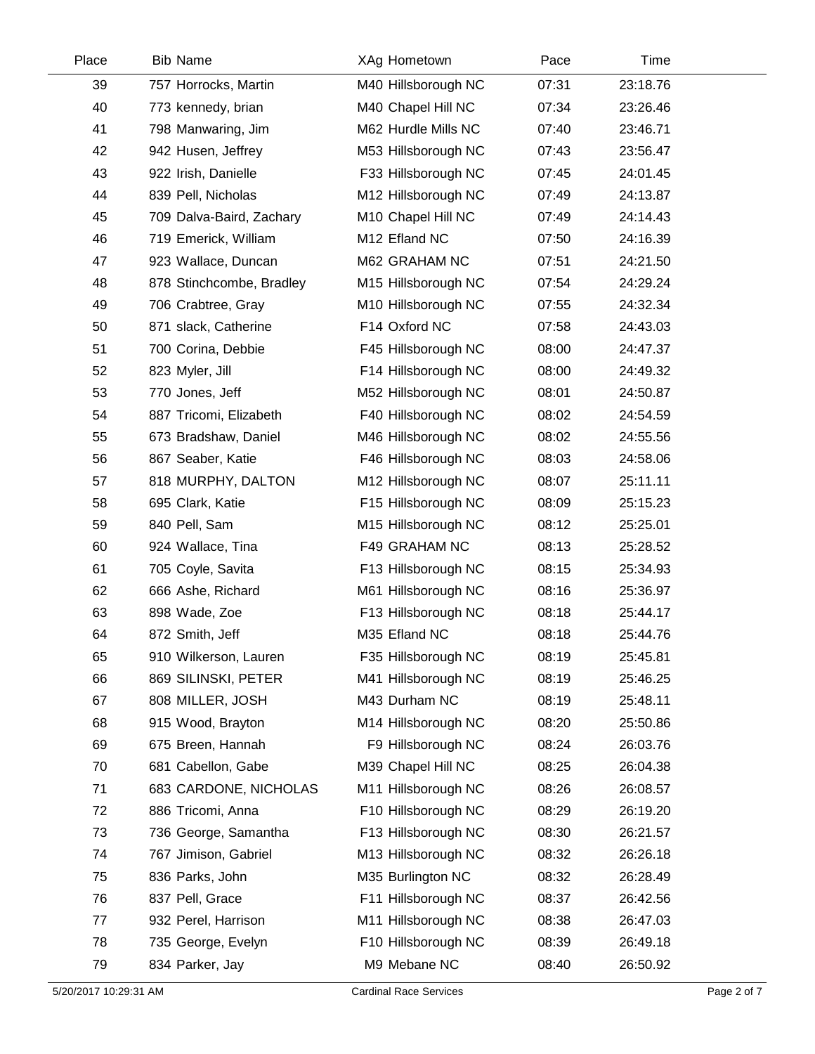| Place | Bib | Name | XAg | Hometown | Pace | Time |
|---|---|---|---|---|---|---|
| 39 | 757 | Horrocks, Martin | M40 | Hillsborough NC | 07:31 | 23:18.76 |
| 40 | 773 | kennedy, brian | M40 | Chapel Hill NC | 07:34 | 23:26.46 |
| 41 | 798 | Manwaring, Jim | M62 | Hurdle Mills NC | 07:40 | 23:46.71 |
| 42 | 942 | Husen, Jeffrey | M53 | Hillsborough NC | 07:43 | 23:56.47 |
| 43 | 922 | Irish, Danielle | F33 | Hillsborough NC | 07:45 | 24:01.45 |
| 44 | 839 | Pell, Nicholas | M12 | Hillsborough NC | 07:49 | 24:13.87 |
| 45 | 709 | Dalva-Baird, Zachary | M10 | Chapel Hill NC | 07:49 | 24:14.43 |
| 46 | 719 | Emerick, William | M12 | Efland NC | 07:50 | 24:16.39 |
| 47 | 923 | Wallace, Duncan | M62 | GRAHAM NC | 07:51 | 24:21.50 |
| 48 | 878 | Stinchcombe, Bradley | M15 | Hillsborough NC | 07:54 | 24:29.24 |
| 49 | 706 | Crabtree, Gray | M10 | Hillsborough NC | 07:55 | 24:32.34 |
| 50 | 871 | slack, Catherine | F14 | Oxford NC | 07:58 | 24:43.03 |
| 51 | 700 | Corina, Debbie | F45 | Hillsborough NC | 08:00 | 24:47.37 |
| 52 | 823 | Myler, Jill | F14 | Hillsborough NC | 08:00 | 24:49.32 |
| 53 | 770 | Jones, Jeff | M52 | Hillsborough NC | 08:01 | 24:50.87 |
| 54 | 887 | Tricomi, Elizabeth | F40 | Hillsborough NC | 08:02 | 24:54.59 |
| 55 | 673 | Bradshaw, Daniel | M46 | Hillsborough NC | 08:02 | 24:55.56 |
| 56 | 867 | Seaber, Katie | F46 | Hillsborough NC | 08:03 | 24:58.06 |
| 57 | 818 | MURPHY, DALTON | M12 | Hillsborough NC | 08:07 | 25:11.11 |
| 58 | 695 | Clark, Katie | F15 | Hillsborough NC | 08:09 | 25:15.23 |
| 59 | 840 | Pell, Sam | M15 | Hillsborough NC | 08:12 | 25:25.01 |
| 60 | 924 | Wallace, Tina | F49 | GRAHAM NC | 08:13 | 25:28.52 |
| 61 | 705 | Coyle, Savita | F13 | Hillsborough NC | 08:15 | 25:34.93 |
| 62 | 666 | Ashe, Richard | M61 | Hillsborough NC | 08:16 | 25:36.97 |
| 63 | 898 | Wade, Zoe | F13 | Hillsborough NC | 08:18 | 25:44.17 |
| 64 | 872 | Smith, Jeff | M35 | Efland NC | 08:18 | 25:44.76 |
| 65 | 910 | Wilkerson, Lauren | F35 | Hillsborough NC | 08:19 | 25:45.81 |
| 66 | 869 | SILINSKI, PETER | M41 | Hillsborough NC | 08:19 | 25:46.25 |
| 67 | 808 | MILLER, JOSH | M43 | Durham NC | 08:19 | 25:48.11 |
| 68 | 915 | Wood, Brayton | M14 | Hillsborough NC | 08:20 | 25:50.86 |
| 69 | 675 | Breen, Hannah | F9 | Hillsborough NC | 08:24 | 26:03.76 |
| 70 | 681 | Cabellon, Gabe | M39 | Chapel Hill NC | 08:25 | 26:04.38 |
| 71 | 683 | CARDONE, NICHOLAS | M11 | Hillsborough NC | 08:26 | 26:08.57 |
| 72 | 886 | Tricomi, Anna | F10 | Hillsborough NC | 08:29 | 26:19.20 |
| 73 | 736 | George, Samantha | F13 | Hillsborough NC | 08:30 | 26:21.57 |
| 74 | 767 | Jimison, Gabriel | M13 | Hillsborough NC | 08:32 | 26:26.18 |
| 75 | 836 | Parks, John | M35 | Burlington NC | 08:32 | 26:28.49 |
| 76 | 837 | Pell, Grace | F11 | Hillsborough NC | 08:37 | 26:42.56 |
| 77 | 932 | Perel, Harrison | M11 | Hillsborough NC | 08:38 | 26:47.03 |
| 78 | 735 | George, Evelyn | F10 | Hillsborough NC | 08:39 | 26:49.18 |
| 79 | 834 | Parker, Jay | M9 | Mebane NC | 08:40 | 26:50.92 |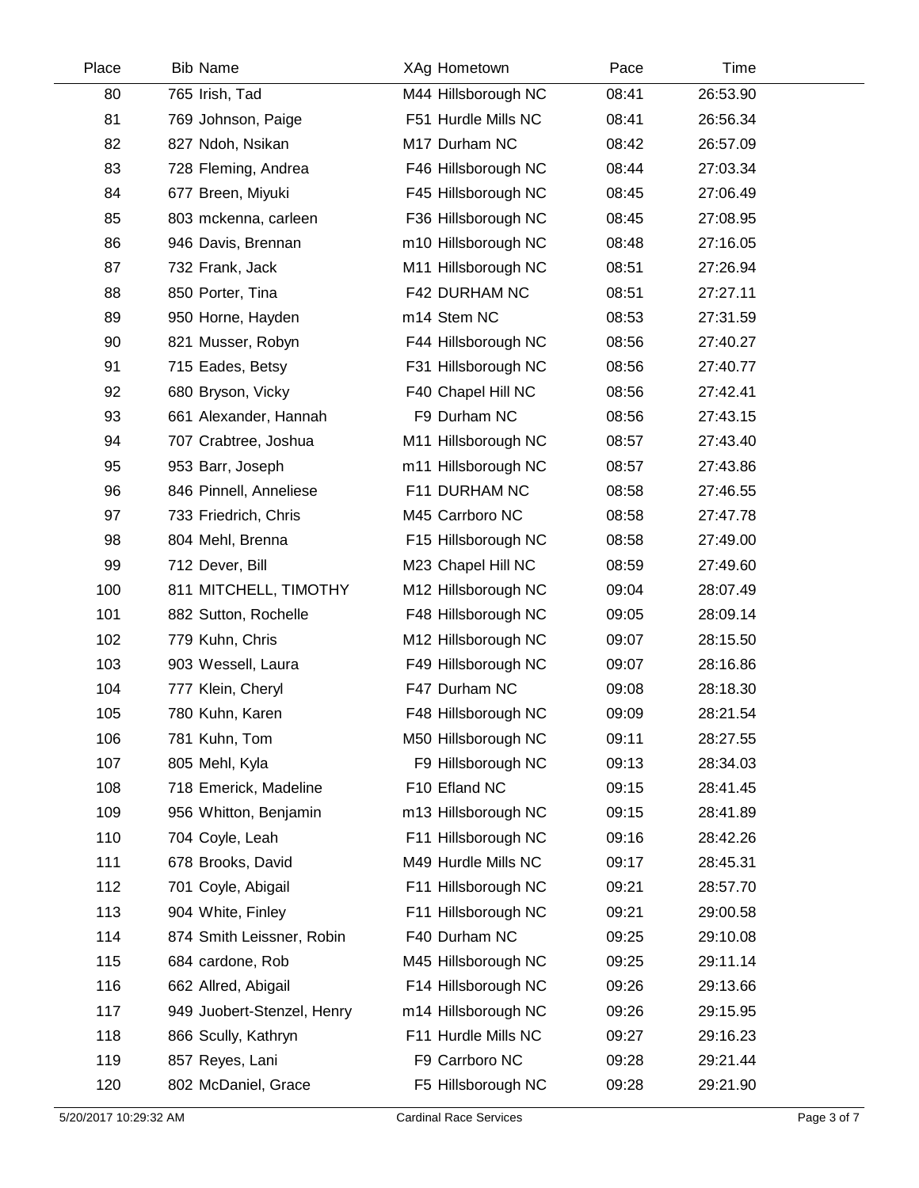| Place | Bib | Name | XAg | Hometown | Pace | Time |
|---|---|---|---|---|---|---|
| 80 | 765 | Irish, Tad | M44 | Hillsborough NC | 08:41 | 26:53.90 |
| 81 | 769 | Johnson, Paige | F51 | Hurdle Mills NC | 08:41 | 26:56.34 |
| 82 | 827 | Ndoh, Nsikan | M17 | Durham NC | 08:42 | 26:57.09 |
| 83 | 728 | Fleming, Andrea | F46 | Hillsborough NC | 08:44 | 27:03.34 |
| 84 | 677 | Breen, Miyuki | F45 | Hillsborough NC | 08:45 | 27:06.49 |
| 85 | 803 | mckenna, carleen | F36 | Hillsborough NC | 08:45 | 27:08.95 |
| 86 | 946 | Davis, Brennan | m10 | Hillsborough NC | 08:48 | 27:16.05 |
| 87 | 732 | Frank, Jack | M11 | Hillsborough NC | 08:51 | 27:26.94 |
| 88 | 850 | Porter, Tina | F42 | DURHAM NC | 08:51 | 27:27.11 |
| 89 | 950 | Horne, Hayden | m14 | Stem NC | 08:53 | 27:31.59 |
| 90 | 821 | Musser, Robyn | F44 | Hillsborough NC | 08:56 | 27:40.27 |
| 91 | 715 | Eades, Betsy | F31 | Hillsborough NC | 08:56 | 27:40.77 |
| 92 | 680 | Bryson, Vicky | F40 | Chapel Hill NC | 08:56 | 27:42.41 |
| 93 | 661 | Alexander, Hannah | F9 | Durham NC | 08:56 | 27:43.15 |
| 94 | 707 | Crabtree, Joshua | M11 | Hillsborough NC | 08:57 | 27:43.40 |
| 95 | 953 | Barr, Joseph | m11 | Hillsborough NC | 08:57 | 27:43.86 |
| 96 | 846 | Pinnell, Anneliese | F11 | DURHAM NC | 08:58 | 27:46.55 |
| 97 | 733 | Friedrich, Chris | M45 | Carrboro NC | 08:58 | 27:47.78 |
| 98 | 804 | Mehl, Brenna | F15 | Hillsborough NC | 08:58 | 27:49.00 |
| 99 | 712 | Dever, Bill | M23 | Chapel Hill NC | 08:59 | 27:49.60 |
| 100 | 811 | MITCHELL, TIMOTHY | M12 | Hillsborough NC | 09:04 | 28:07.49 |
| 101 | 882 | Sutton, Rochelle | F48 | Hillsborough NC | 09:05 | 28:09.14 |
| 102 | 779 | Kuhn, Chris | M12 | Hillsborough NC | 09:07 | 28:15.50 |
| 103 | 903 | Wessell, Laura | F49 | Hillsborough NC | 09:07 | 28:16.86 |
| 104 | 777 | Klein, Cheryl | F47 | Durham NC | 09:08 | 28:18.30 |
| 105 | 780 | Kuhn, Karen | F48 | Hillsborough NC | 09:09 | 28:21.54 |
| 106 | 781 | Kuhn, Tom | M50 | Hillsborough NC | 09:11 | 28:27.55 |
| 107 | 805 | Mehl, Kyla | F9 | Hillsborough NC | 09:13 | 28:34.03 |
| 108 | 718 | Emerick, Madeline | F10 | Efland NC | 09:15 | 28:41.45 |
| 109 | 956 | Whitton, Benjamin | m13 | Hillsborough NC | 09:15 | 28:41.89 |
| 110 | 704 | Coyle, Leah | F11 | Hillsborough NC | 09:16 | 28:42.26 |
| 111 | 678 | Brooks, David | M49 | Hurdle Mills NC | 09:17 | 28:45.31 |
| 112 | 701 | Coyle, Abigail | F11 | Hillsborough NC | 09:21 | 28:57.70 |
| 113 | 904 | White, Finley | F11 | Hillsborough NC | 09:21 | 29:00.58 |
| 114 | 874 | Smith Leissner, Robin | F40 | Durham NC | 09:25 | 29:10.08 |
| 115 | 684 | cardone, Rob | M45 | Hillsborough NC | 09:25 | 29:11.14 |
| 116 | 662 | Allred, Abigail | F14 | Hillsborough NC | 09:26 | 29:13.66 |
| 117 | 949 | Juobert-Stenzel, Henry | m14 | Hillsborough NC | 09:26 | 29:15.95 |
| 118 | 866 | Scully, Kathryn | F11 | Hurdle Mills NC | 09:27 | 29:16.23 |
| 119 | 857 | Reyes, Lani | F9 | Carrboro NC | 09:28 | 29:21.44 |
| 120 | 802 | McDaniel, Grace | F5 | Hillsborough NC | 09:28 | 29:21.90 |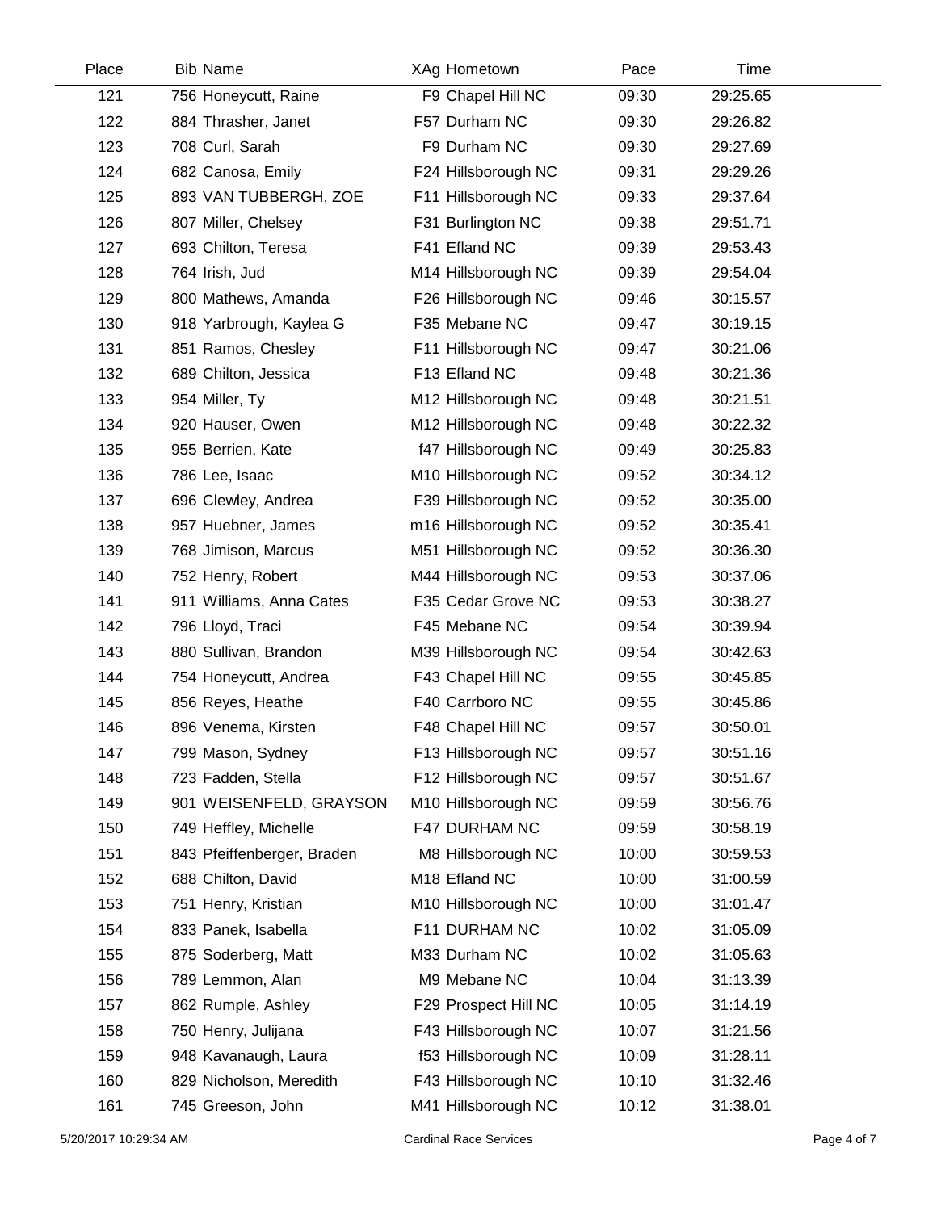| Place | Bib | Name | XAg | Hometown | Pace | Time |
|---|---|---|---|---|---|---|
| 121 | 756 | Honeycutt, Raine | F9 | Chapel Hill NC | 09:30 | 29:25.65 |
| 122 | 884 | Thrasher, Janet | F57 | Durham NC | 09:30 | 29:26.82 |
| 123 | 708 | Curl, Sarah | F9 | Durham NC | 09:30 | 29:27.69 |
| 124 | 682 | Canosa, Emily | F24 | Hillsborough NC | 09:31 | 29:29.26 |
| 125 | 893 | VAN TUBBERGH, ZOE | F11 | Hillsborough NC | 09:33 | 29:37.64 |
| 126 | 807 | Miller, Chelsey | F31 | Burlington NC | 09:38 | 29:51.71 |
| 127 | 693 | Chilton, Teresa | F41 | Efland NC | 09:39 | 29:53.43 |
| 128 | 764 | Irish, Jud | M14 | Hillsborough NC | 09:39 | 29:54.04 |
| 129 | 800 | Mathews, Amanda | F26 | Hillsborough NC | 09:46 | 30:15.57 |
| 130 | 918 | Yarbrough, Kaylea G | F35 | Mebane NC | 09:47 | 30:19.15 |
| 131 | 851 | Ramos, Chesley | F11 | Hillsborough NC | 09:47 | 30:21.06 |
| 132 | 689 | Chilton, Jessica | F13 | Efland NC | 09:48 | 30:21.36 |
| 133 | 954 | Miller, Ty | M12 | Hillsborough NC | 09:48 | 30:21.51 |
| 134 | 920 | Hauser, Owen | M12 | Hillsborough NC | 09:48 | 30:22.32 |
| 135 | 955 | Berrien, Kate | f47 | Hillsborough NC | 09:49 | 30:25.83 |
| 136 | 786 | Lee, Isaac | M10 | Hillsborough NC | 09:52 | 30:34.12 |
| 137 | 696 | Clewley, Andrea | F39 | Hillsborough NC | 09:52 | 30:35.00 |
| 138 | 957 | Huebner, James | m16 | Hillsborough NC | 09:52 | 30:35.41 |
| 139 | 768 | Jimison, Marcus | M51 | Hillsborough NC | 09:52 | 30:36.30 |
| 140 | 752 | Henry, Robert | M44 | Hillsborough NC | 09:53 | 30:37.06 |
| 141 | 911 | Williams, Anna Cates | F35 | Cedar Grove NC | 09:53 | 30:38.27 |
| 142 | 796 | Lloyd, Traci | F45 | Mebane NC | 09:54 | 30:39.94 |
| 143 | 880 | Sullivan, Brandon | M39 | Hillsborough NC | 09:54 | 30:42.63 |
| 144 | 754 | Honeycutt, Andrea | F43 | Chapel Hill NC | 09:55 | 30:45.85 |
| 145 | 856 | Reyes, Heathe | F40 | Carrboro NC | 09:55 | 30:45.86 |
| 146 | 896 | Venema, Kirsten | F48 | Chapel Hill NC | 09:57 | 30:50.01 |
| 147 | 799 | Mason, Sydney | F13 | Hillsborough NC | 09:57 | 30:51.16 |
| 148 | 723 | Fadden, Stella | F12 | Hillsborough NC | 09:57 | 30:51.67 |
| 149 | 901 | WEISENFELD, GRAYSON | M10 | Hillsborough NC | 09:59 | 30:56.76 |
| 150 | 749 | Heffley, Michelle | F47 | DURHAM NC | 09:59 | 30:58.19 |
| 151 | 843 | Pfeiffenberger, Braden | M8 | Hillsborough NC | 10:00 | 30:59.53 |
| 152 | 688 | Chilton, David | M18 | Efland NC | 10:00 | 31:00.59 |
| 153 | 751 | Henry, Kristian | M10 | Hillsborough NC | 10:00 | 31:01.47 |
| 154 | 833 | Panek, Isabella | F11 | DURHAM NC | 10:02 | 31:05.09 |
| 155 | 875 | Soderberg, Matt | M33 | Durham NC | 10:02 | 31:05.63 |
| 156 | 789 | Lemmon, Alan | M9 | Mebane NC | 10:04 | 31:13.39 |
| 157 | 862 | Rumple, Ashley | F29 | Prospect Hill NC | 10:05 | 31:14.19 |
| 158 | 750 | Henry, Julijana | F43 | Hillsborough NC | 10:07 | 31:21.56 |
| 159 | 948 | Kavanaugh, Laura | f53 | Hillsborough NC | 10:09 | 31:28.11 |
| 160 | 829 | Nicholson, Meredith | F43 | Hillsborough NC | 10:10 | 31:32.46 |
| 161 | 745 | Greeson, John | M41 | Hillsborough NC | 10:12 | 31:38.01 |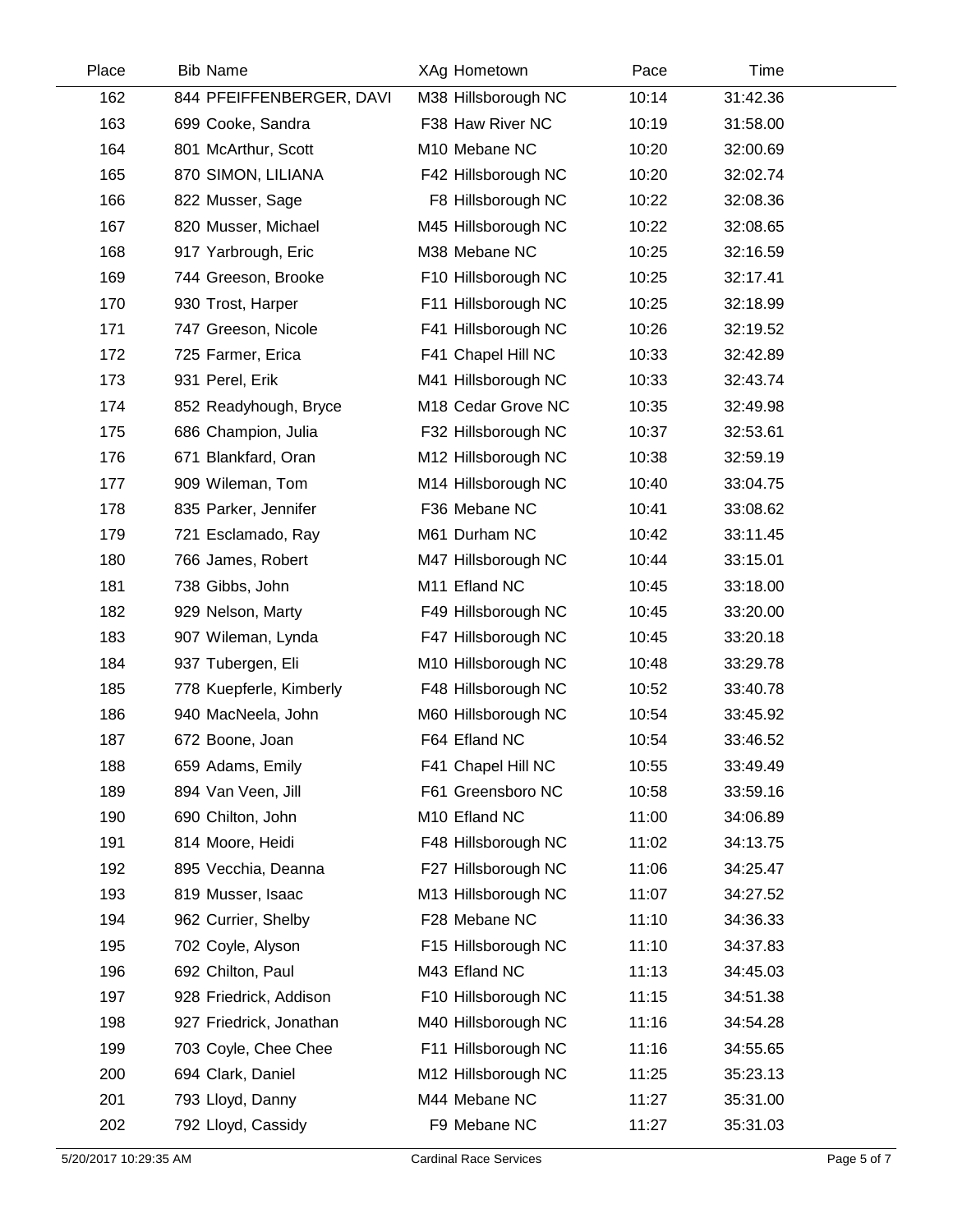| Place | Bib | Name | XAg | Hometown | Pace | Time |
|---|---|---|---|---|---|---|
| 162 | 844 | PFEIFFENBERGER, DAVI | M38 | Hillsborough NC | 10:14 | 31:42.36 |
| 163 | 699 | Cooke, Sandra | F38 | Haw River NC | 10:19 | 31:58.00 |
| 164 | 801 | McArthur, Scott | M10 | Mebane NC | 10:20 | 32:00.69 |
| 165 | 870 | SIMON, LILIANA | F42 | Hillsborough NC | 10:20 | 32:02.74 |
| 166 | 822 | Musser, Sage | F8 | Hillsborough NC | 10:22 | 32:08.36 |
| 167 | 820 | Musser, Michael | M45 | Hillsborough NC | 10:22 | 32:08.65 |
| 168 | 917 | Yarbrough, Eric | M38 | Mebane NC | 10:25 | 32:16.59 |
| 169 | 744 | Greeson, Brooke | F10 | Hillsborough NC | 10:25 | 32:17.41 |
| 170 | 930 | Trost, Harper | F11 | Hillsborough NC | 10:25 | 32:18.99 |
| 171 | 747 | Greeson, Nicole | F41 | Hillsborough NC | 10:26 | 32:19.52 |
| 172 | 725 | Farmer, Erica | F41 | Chapel Hill NC | 10:33 | 32:42.89 |
| 173 | 931 | Perel, Erik | M41 | Hillsborough NC | 10:33 | 32:43.74 |
| 174 | 852 | Readyhough, Bryce | M18 | Cedar Grove NC | 10:35 | 32:49.98 |
| 175 | 686 | Champion, Julia | F32 | Hillsborough NC | 10:37 | 32:53.61 |
| 176 | 671 | Blankfard, Oran | M12 | Hillsborough NC | 10:38 | 32:59.19 |
| 177 | 909 | Wileman, Tom | M14 | Hillsborough NC | 10:40 | 33:04.75 |
| 178 | 835 | Parker, Jennifer | F36 | Mebane NC | 10:41 | 33:08.62 |
| 179 | 721 | Esclamado, Ray | M61 | Durham NC | 10:42 | 33:11.45 |
| 180 | 766 | James, Robert | M47 | Hillsborough NC | 10:44 | 33:15.01 |
| 181 | 738 | Gibbs, John | M11 | Efland NC | 10:45 | 33:18.00 |
| 182 | 929 | Nelson, Marty | F49 | Hillsborough NC | 10:45 | 33:20.00 |
| 183 | 907 | Wileman, Lynda | F47 | Hillsborough NC | 10:45 | 33:20.18 |
| 184 | 937 | Tubergen, Eli | M10 | Hillsborough NC | 10:48 | 33:29.78 |
| 185 | 778 | Kuepferle, Kimberly | F48 | Hillsborough NC | 10:52 | 33:40.78 |
| 186 | 940 | MacNeela, John | M60 | Hillsborough NC | 10:54 | 33:45.92 |
| 187 | 672 | Boone, Joan | F64 | Efland NC | 10:54 | 33:46.52 |
| 188 | 659 | Adams, Emily | F41 | Chapel Hill NC | 10:55 | 33:49.49 |
| 189 | 894 | Van Veen, Jill | F61 | Greensboro NC | 10:58 | 33:59.16 |
| 190 | 690 | Chilton, John | M10 | Efland NC | 11:00 | 34:06.89 |
| 191 | 814 | Moore, Heidi | F48 | Hillsborough NC | 11:02 | 34:13.75 |
| 192 | 895 | Vecchia, Deanna | F27 | Hillsborough NC | 11:06 | 34:25.47 |
| 193 | 819 | Musser, Isaac | M13 | Hillsborough NC | 11:07 | 34:27.52 |
| 194 | 962 | Currier, Shelby | F28 | Mebane NC | 11:10 | 34:36.33 |
| 195 | 702 | Coyle, Alyson | F15 | Hillsborough NC | 11:10 | 34:37.83 |
| 196 | 692 | Chilton, Paul | M43 | Efland NC | 11:13 | 34:45.03 |
| 197 | 928 | Friedrick, Addison | F10 | Hillsborough NC | 11:15 | 34:51.38 |
| 198 | 927 | Friedrick, Jonathan | M40 | Hillsborough NC | 11:16 | 34:54.28 |
| 199 | 703 | Coyle, Chee Chee | F11 | Hillsborough NC | 11:16 | 34:55.65 |
| 200 | 694 | Clark, Daniel | M12 | Hillsborough NC | 11:25 | 35:23.13 |
| 201 | 793 | Lloyd, Danny | M44 | Mebane NC | 11:27 | 35:31.00 |
| 202 | 792 | Lloyd, Cassidy | F9 | Mebane NC | 11:27 | 35:31.03 |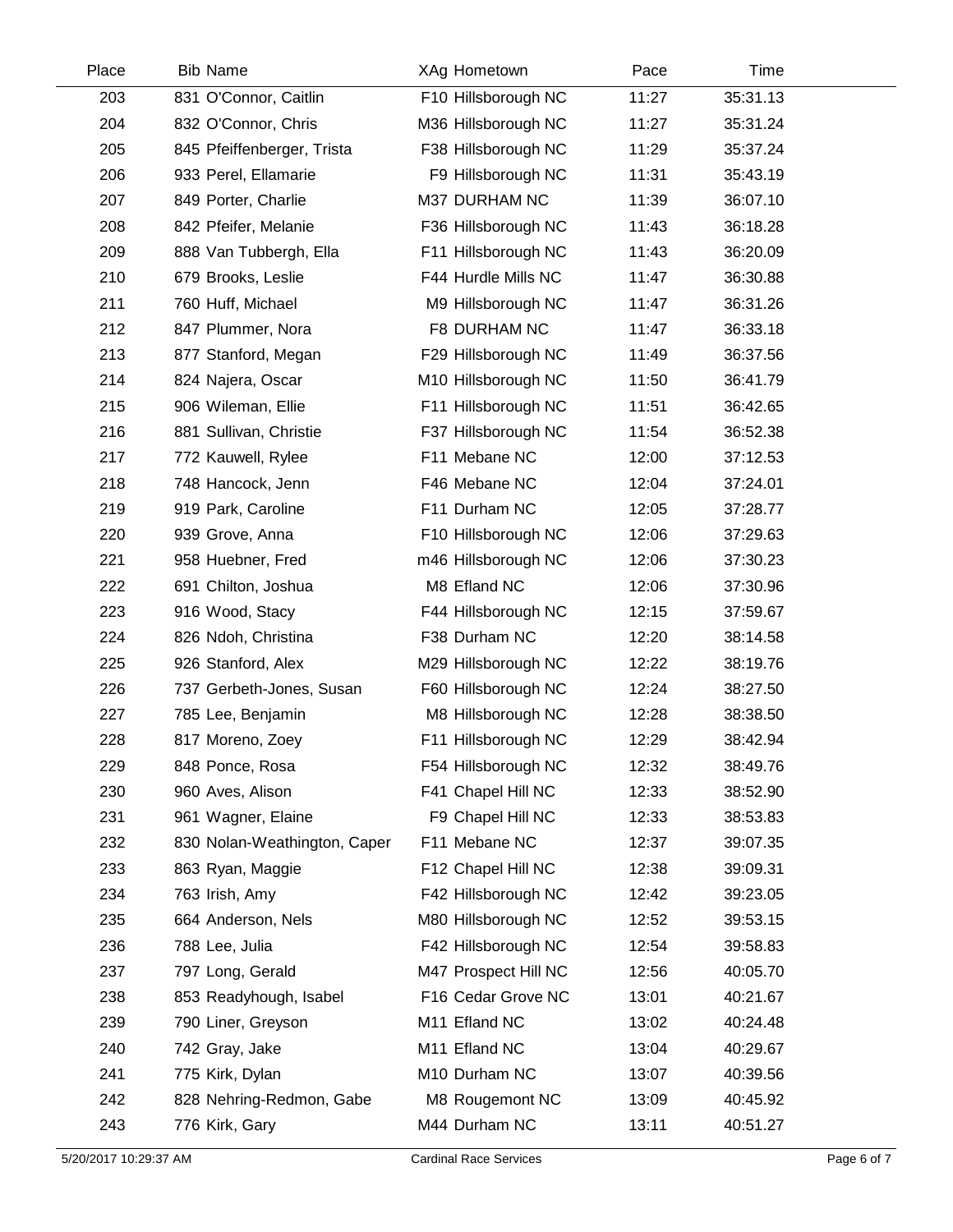| Place | Bib | Name | XAg | Hometown | Pace | Time |
|---|---|---|---|---|---|---|
| 203 | 831 | O'Connor, Caitlin | F10 | Hillsborough NC | 11:27 | 35:31.13 |
| 204 | 832 | O'Connor, Chris | M36 | Hillsborough NC | 11:27 | 35:31.24 |
| 205 | 845 | Pfeiffenberger, Trista | F38 | Hillsborough NC | 11:29 | 35:37.24 |
| 206 | 933 | Perel, Ellamarie | F9 | Hillsborough NC | 11:31 | 35:43.19 |
| 207 | 849 | Porter, Charlie | M37 | DURHAM NC | 11:39 | 36:07.10 |
| 208 | 842 | Pfeifer, Melanie | F36 | Hillsborough NC | 11:43 | 36:18.28 |
| 209 | 888 | Van Tubbergh, Ella | F11 | Hillsborough NC | 11:43 | 36:20.09 |
| 210 | 679 | Brooks, Leslie | F44 | Hurdle Mills NC | 11:47 | 36:30.88 |
| 211 | 760 | Huff, Michael | M9 | Hillsborough NC | 11:47 | 36:31.26 |
| 212 | 847 | Plummer, Nora | F8 | DURHAM NC | 11:47 | 36:33.18 |
| 213 | 877 | Stanford, Megan | F29 | Hillsborough NC | 11:49 | 36:37.56 |
| 214 | 824 | Najera, Oscar | M10 | Hillsborough NC | 11:50 | 36:41.79 |
| 215 | 906 | Wileman, Ellie | F11 | Hillsborough NC | 11:51 | 36:42.65 |
| 216 | 881 | Sullivan, Christie | F37 | Hillsborough NC | 11:54 | 36:52.38 |
| 217 | 772 | Kauwell, Rylee | F11 | Mebane NC | 12:00 | 37:12.53 |
| 218 | 748 | Hancock, Jenn | F46 | Mebane NC | 12:04 | 37:24.01 |
| 219 | 919 | Park, Caroline | F11 | Durham NC | 12:05 | 37:28.77 |
| 220 | 939 | Grove, Anna | F10 | Hillsborough NC | 12:06 | 37:29.63 |
| 221 | 958 | Huebner, Fred | m46 | Hillsborough NC | 12:06 | 37:30.23 |
| 222 | 691 | Chilton, Joshua | M8 | Efland NC | 12:06 | 37:30.96 |
| 223 | 916 | Wood, Stacy | F44 | Hillsborough NC | 12:15 | 37:59.67 |
| 224 | 826 | Ndoh, Christina | F38 | Durham NC | 12:20 | 38:14.58 |
| 225 | 926 | Stanford, Alex | M29 | Hillsborough NC | 12:22 | 38:19.76 |
| 226 | 737 | Gerbeth-Jones, Susan | F60 | Hillsborough NC | 12:24 | 38:27.50 |
| 227 | 785 | Lee, Benjamin | M8 | Hillsborough NC | 12:28 | 38:38.50 |
| 228 | 817 | Moreno, Zoey | F11 | Hillsborough NC | 12:29 | 38:42.94 |
| 229 | 848 | Ponce, Rosa | F54 | Hillsborough NC | 12:32 | 38:49.76 |
| 230 | 960 | Aves, Alison | F41 | Chapel Hill NC | 12:33 | 38:52.90 |
| 231 | 961 | Wagner, Elaine | F9 | Chapel Hill NC | 12:33 | 38:53.83 |
| 232 | 830 | Nolan-Weathington, Caper | F11 | Mebane NC | 12:37 | 39:07.35 |
| 233 | 863 | Ryan, Maggie | F12 | Chapel Hill NC | 12:38 | 39:09.31 |
| 234 | 763 | Irish, Amy | F42 | Hillsborough NC | 12:42 | 39:23.05 |
| 235 | 664 | Anderson, Nels | M80 | Hillsborough NC | 12:52 | 39:53.15 |
| 236 | 788 | Lee, Julia | F42 | Hillsborough NC | 12:54 | 39:58.83 |
| 237 | 797 | Long, Gerald | M47 | Prospect Hill NC | 12:56 | 40:05.70 |
| 238 | 853 | Readyhough, Isabel | F16 | Cedar Grove NC | 13:01 | 40:21.67 |
| 239 | 790 | Liner, Greyson | M11 | Efland NC | 13:02 | 40:24.48 |
| 240 | 742 | Gray, Jake | M11 | Efland NC | 13:04 | 40:29.67 |
| 241 | 775 | Kirk, Dylan | M10 | Durham NC | 13:07 | 40:39.56 |
| 242 | 828 | Nehring-Redmon, Gabe | M8 | Rougemont NC | 13:09 | 40:45.92 |
| 243 | 776 | Kirk, Gary | M44 | Durham NC | 13:11 | 40:51.27 |

5/20/2017 10:29:37 AM Cardinal Race Services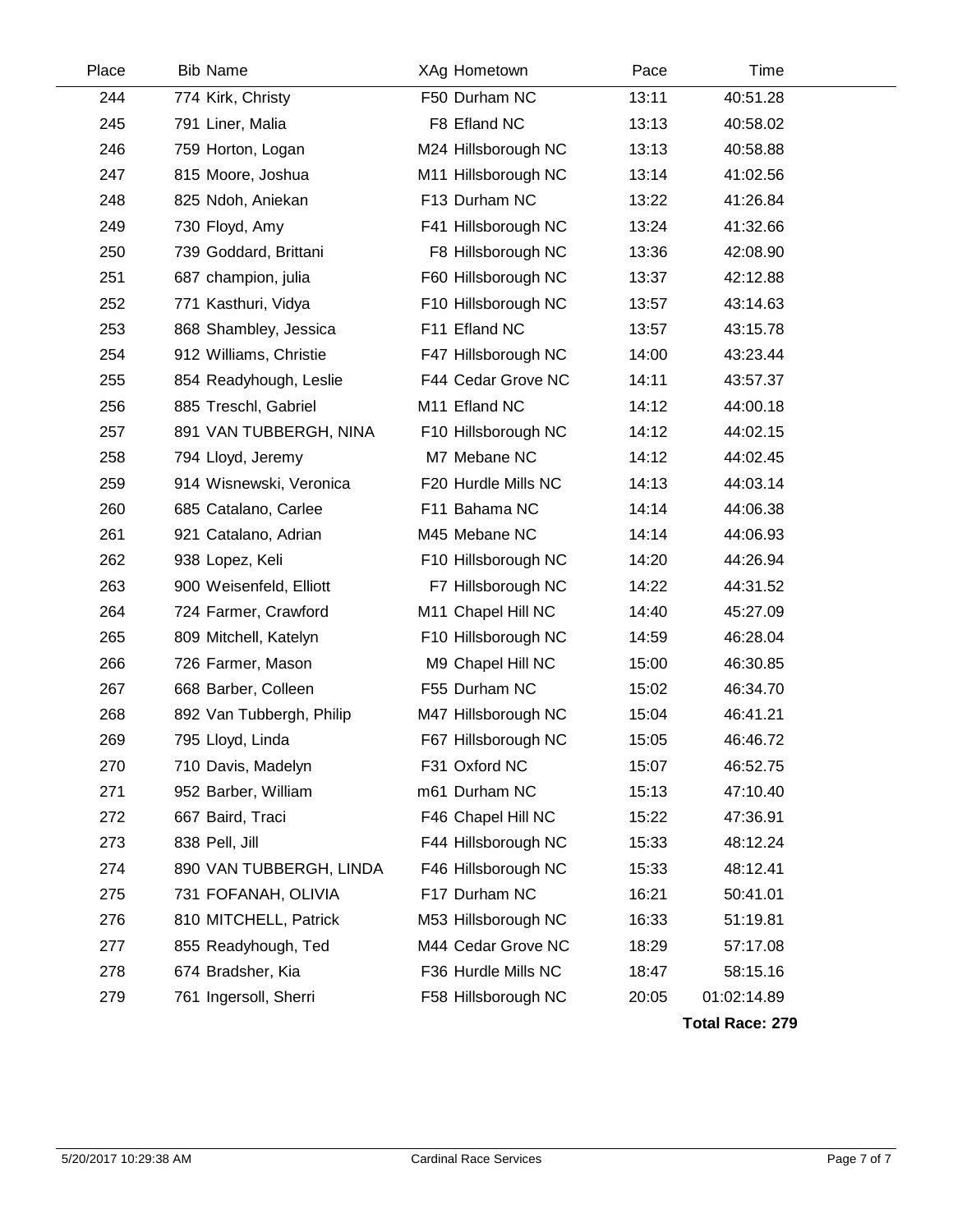| Place | Bib | Name | XAg | Hometown | Pace | Time |
|---|---|---|---|---|---|---|
| 244 | 774 | Kirk, Christy | F50 | Durham NC | 13:11 | 40:51.28 |
| 245 | 791 | Liner, Malia | F8 | Efland NC | 13:13 | 40:58.02 |
| 246 | 759 | Horton, Logan | M24 | Hillsborough NC | 13:13 | 40:58.88 |
| 247 | 815 | Moore, Joshua | M11 | Hillsborough NC | 13:14 | 41:02.56 |
| 248 | 825 | Ndoh, Aniekan | F13 | Durham NC | 13:22 | 41:26.84 |
| 249 | 730 | Floyd, Amy | F41 | Hillsborough NC | 13:24 | 41:32.66 |
| 250 | 739 | Goddard, Brittani | F8 | Hillsborough NC | 13:36 | 42:08.90 |
| 251 | 687 | champion, julia | F60 | Hillsborough NC | 13:37 | 42:12.88 |
| 252 | 771 | Kasthuri, Vidya | F10 | Hillsborough NC | 13:57 | 43:14.63 |
| 253 | 868 | Shambley, Jessica | F11 | Efland NC | 13:57 | 43:15.78 |
| 254 | 912 | Williams, Christie | F47 | Hillsborough NC | 14:00 | 43:23.44 |
| 255 | 854 | Readyhough, Leslie | F44 | Cedar Grove NC | 14:11 | 43:57.37 |
| 256 | 885 | Treschl, Gabriel | M11 | Efland NC | 14:12 | 44:00.18 |
| 257 | 891 | VAN TUBBERGH, NINA | F10 | Hillsborough NC | 14:12 | 44:02.15 |
| 258 | 794 | Lloyd, Jeremy | M7 | Mebane NC | 14:12 | 44:02.45 |
| 259 | 914 | Wisnewski, Veronica | F20 | Hurdle Mills NC | 14:13 | 44:03.14 |
| 260 | 685 | Catalano, Carlee | F11 | Bahama NC | 14:14 | 44:06.38 |
| 261 | 921 | Catalano, Adrian | M45 | Mebane NC | 14:14 | 44:06.93 |
| 262 | 938 | Lopez, Keli | F10 | Hillsborough NC | 14:20 | 44:26.94 |
| 263 | 900 | Weisenfeld, Elliott | F7 | Hillsborough NC | 14:22 | 44:31.52 |
| 264 | 724 | Farmer, Crawford | M11 | Chapel Hill NC | 14:40 | 45:27.09 |
| 265 | 809 | Mitchell, Katelyn | F10 | Hillsborough NC | 14:59 | 46:28.04 |
| 266 | 726 | Farmer, Mason | M9 | Chapel Hill NC | 15:00 | 46:30.85 |
| 267 | 668 | Barber, Colleen | F55 | Durham NC | 15:02 | 46:34.70 |
| 268 | 892 | Van Tubbergh, Philip | M47 | Hillsborough NC | 15:04 | 46:41.21 |
| 269 | 795 | Lloyd, Linda | F67 | Hillsborough NC | 15:05 | 46:46.72 |
| 270 | 710 | Davis, Madelyn | F31 | Oxford NC | 15:07 | 46:52.75 |
| 271 | 952 | Barber, William | m61 | Durham NC | 15:13 | 47:10.40 |
| 272 | 667 | Baird, Traci | F46 | Chapel Hill NC | 15:22 | 47:36.91 |
| 273 | 838 | Pell, Jill | F44 | Hillsborough NC | 15:33 | 48:12.24 |
| 274 | 890 | VAN TUBBERGH, LINDA | F46 | Hillsborough NC | 15:33 | 48:12.41 |
| 275 | 731 | FOFANAH, OLIVIA | F17 | Durham NC | 16:21 | 50:41.01 |
| 276 | 810 | MITCHELL, Patrick | M53 | Hillsborough NC | 16:33 | 51:19.81 |
| 277 | 855 | Readyhough, Ted | M44 | Cedar Grove NC | 18:29 | 57:17.08 |
| 278 | 674 | Bradsher, Kia | F36 | Hurdle Mills NC | 18:47 | 58:15.16 |
| 279 | 761 | Ingersoll, Sherri | F58 | Hillsborough NC | 20:05 | 01:02:14.89 |

**Total Race: 279**